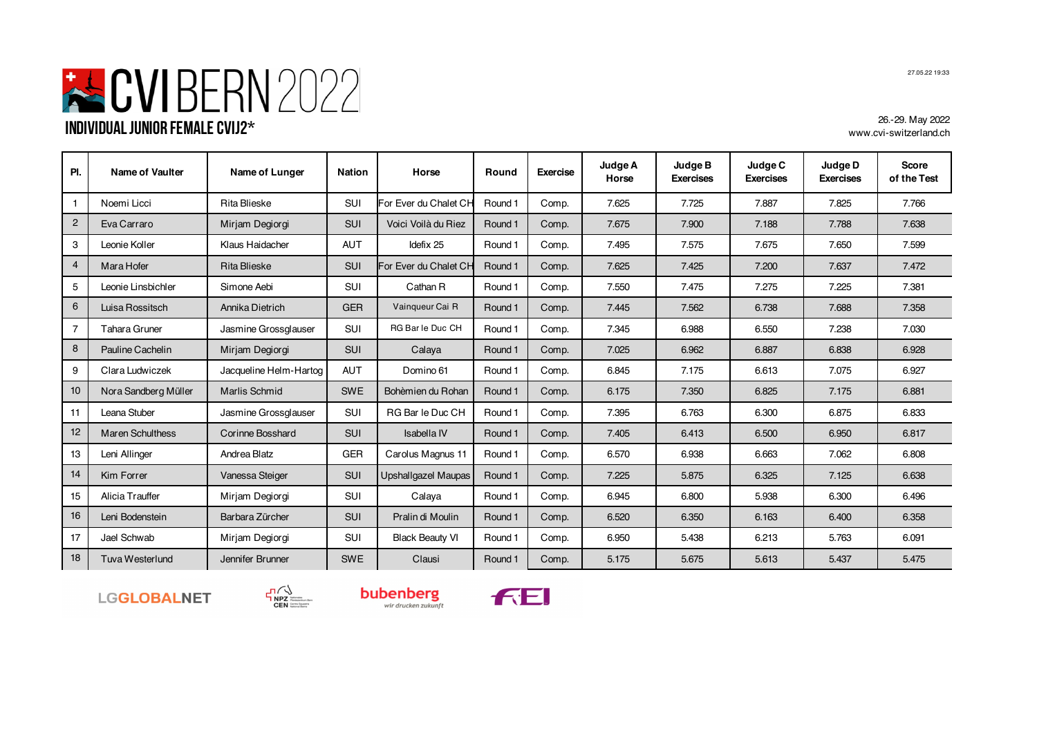# CVI BERN 2022

## INDIVIDUAL JUNIOR FEMALE CVIJ2*

27.05.22 19:33

26.-29. May 2022
www.cvi-switzerland.ch

| Pl. | Name of Vaulter | Name of Lunger | Nation | Horse | Round | Exercise | Judge A Horse | Judge B Exercises | Judge C Exercises | Judge D Exercises | Score of the Test |
|---|---|---|---|---|---|---|---|---|---|---|---|
| 1 | Noemi Licci | Rita Blieske | SUI | For Ever du Chalet CH | Round 1 | Comp. | 7.625 | 7.725 | 7.887 | 7.825 | 7.766 |
| 2 | Eva Carraro | Mirjam Degiorgi | SUI | Voici Voilà du Riez | Round 1 | Comp. | 7.675 | 7.900 | 7.188 | 7.788 | 7.638 |
| 3 | Leonie Koller | Klaus Haidacher | AUT | Idefix 25 | Round 1 | Comp. | 7.495 | 7.575 | 7.675 | 7.650 | 7.599 |
| 4 | Mara Hofer | Rita Blieske | SUI | For Ever du Chalet CH | Round 1 | Comp. | 7.625 | 7.425 | 7.200 | 7.637 | 7.472 |
| 5 | Leonie Linsbichler | Simone Aebi | SUI | Cathan R | Round 1 | Comp. | 7.550 | 7.475 | 7.275 | 7.225 | 7.381 |
| 6 | Luisa Rossitsch | Annika Dietrich | GER | Vainqueur Cai R | Round 1 | Comp. | 7.445 | 7.562 | 6.738 | 7.688 | 7.358 |
| 7 | Tahara Gruner | Jasmine Grossglauser | SUI | RG Bar le Duc CH | Round 1 | Comp. | 7.345 | 6.988 | 6.550 | 7.238 | 7.030 |
| 8 | Pauline Cachelin | Mirjam Degiorgi | SUI | Calaya | Round 1 | Comp. | 7.025 | 6.962 | 6.887 | 6.838 | 6.928 |
| 9 | Clara Ludwiczek | Jacqueline Helm-Hartog | AUT | Domino 61 | Round 1 | Comp. | 6.845 | 7.175 | 6.613 | 7.075 | 6.927 |
| 10 | Nora Sandberg Müller | Marlis Schmid | SWE | Bohèmien du Rohan | Round 1 | Comp. | 6.175 | 7.350 | 6.825 | 7.175 | 6.881 |
| 11 | Leana Stuber | Jasmine Grossglauser | SUI | RG Bar le Duc CH | Round 1 | Comp. | 7.395 | 6.763 | 6.300 | 6.875 | 6.833 |
| 12 | Maren Schulthess | Corinne Bosshard | SUI | Isabella IV | Round 1 | Comp. | 7.405 | 6.413 | 6.500 | 6.950 | 6.817 |
| 13 | Leni Allinger | Andrea Blatz | GER | Carolus Magnus 11 | Round 1 | Comp. | 6.570 | 6.938 | 6.663 | 7.062 | 6.808 |
| 14 | Kim Forrer | Vanessa Steiger | SUI | Upshallgazel Maupas | Round 1 | Comp. | 7.225 | 5.875 | 6.325 | 7.125 | 6.638 |
| 15 | Alicia Trauffer | Mirjam Degiorgi | SUI | Calaya | Round 1 | Comp. | 6.945 | 6.800 | 5.938 | 6.300 | 6.496 |
| 16 | Leni Bodenstein | Barbara Zürcher | SUI | Pralin di Moulin | Round 1 | Comp. | 6.520 | 6.350 | 6.163 | 6.400 | 6.358 |
| 17 | Jael Schwab | Mirjam Degiorgi | SUI | Black Beauty VI | Round 1 | Comp. | 6.950 | 5.438 | 6.213 | 5.763 | 6.091 |
| 18 | Tuva Westerlund | Jennifer Brunner | SWE | Clausi | Round 1 | Comp. | 5.175 | 5.675 | 5.613 | 5.437 | 5.475 |

LGGLOBALNET NPZ CEN bubenberg wir drucken zukunft FEI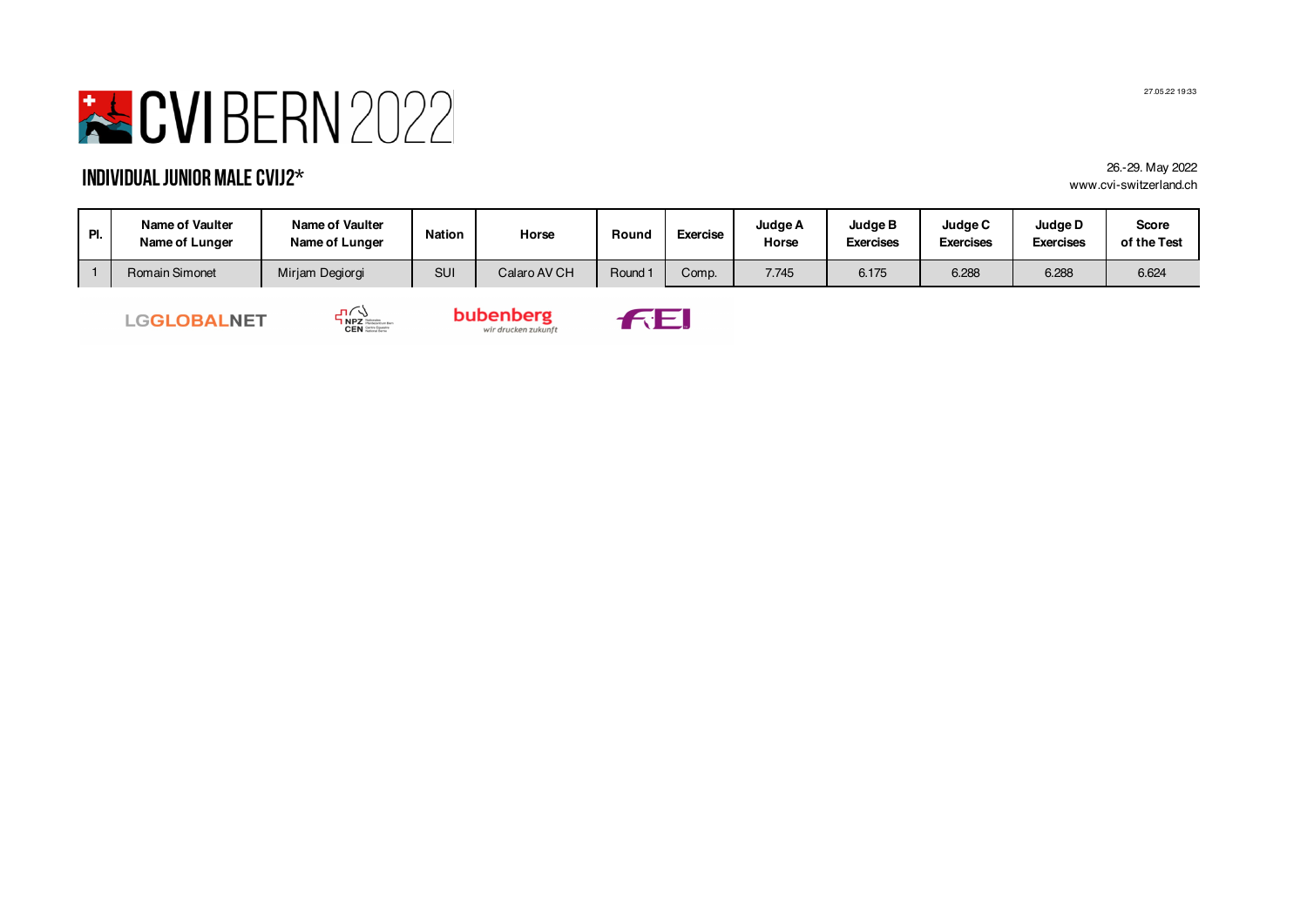# CVI BERN 2022

## INDIVIDUAL JUNIOR MALE CVIJ2*

26.-29. May 2022
www.cvi-switzerland.ch

| Pl. | Name of Vaulter Name of Lunger | Name of Vaulter Name of Lunger | Nation | Horse | Round | Exercise | Judge A Horse | Judge B Exercises | Judge C Exercises | Judge D Exercises | Score of the Test |
|---|---|---|---|---|---|---|---|---|---|---|---|
| 1 | Romain Simonet | Mirjam Degiorgi | SUI | Calaro AV CH | Round 1 | Comp. | 7.745 | 6.175 | 6.288 | 6.288 | 6.624 |

LGGLOBALNET NPZ CEN bubenberg wir drucken zukunft FEI